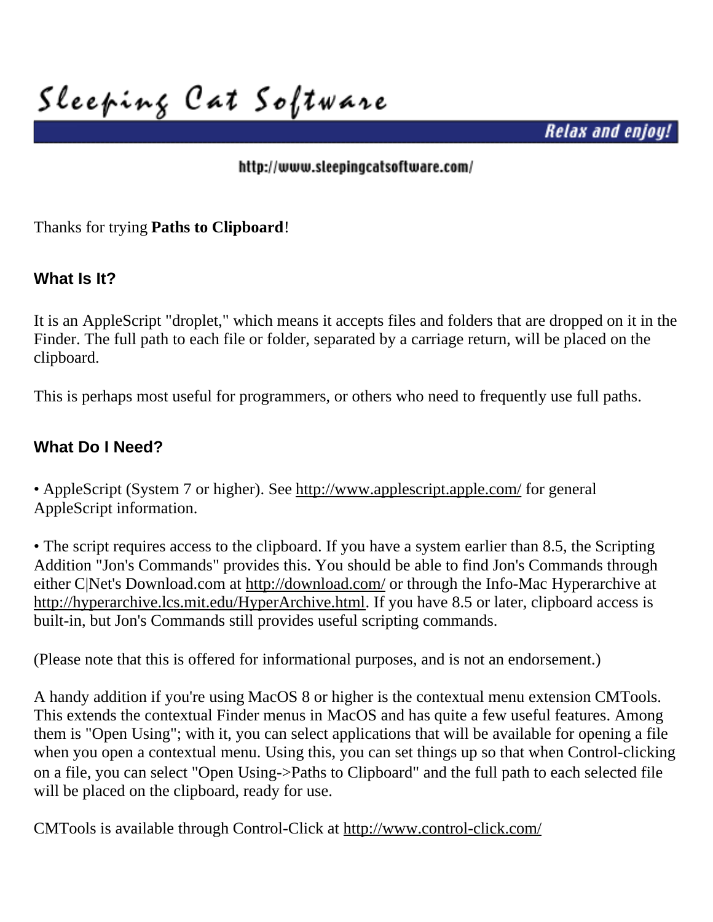# Sleeping Cat Software

**Relax and enjoy!**

http://www.sleepingcatsoftware.com/

Thanks for trying **Paths to Clipboard**!

## What Is It?

It is an AppleScript "droplet," which means it accepts files and folders that are dropped on it in the Finder. The full path to each file or folder, separated by a carriage return, will be placed on the clipboard.

This is perhaps most useful for programmers, or others who need to frequently use full paths.

## What Do I Need?

• AppleScript (System 7 or higher). See http://www.applescript.apple.com/ for general AppleScript information.

• The script requires access to the clipboard. If you have a system earlier than 8.5, the Scripting Addition "Jon's Commands" provides this. You should be able to find Jon's Commands through either C|Net's Download.com at http://download.com/ or through the Info-Mac Hyperarchive at http://hyperarchive.lcs.mit.edu/HyperArchive.html. If you have 8.5 or later, clipboard access is built-in, but Jon's Commands still provides useful scripting commands.

(Please note that this is offered for informational purposes, and is not an endorsement.)

A handy addition if you're using MacOS 8 or higher is the contextual menu extension CMTools. This extends the contextual Finder menus in MacOS and has quite a few useful features. Among them is "Open Using"; with it, you can select applications that will be available for opening a file when you open a contextual menu. Using this, you can set things up so that when Control-clicking on a file, you can select "Open Using->Paths to Clipboard" and the full path to each selected file will be placed on the clipboard, ready for use.

CMTools is available through Control-Click at http://www.control-click.com/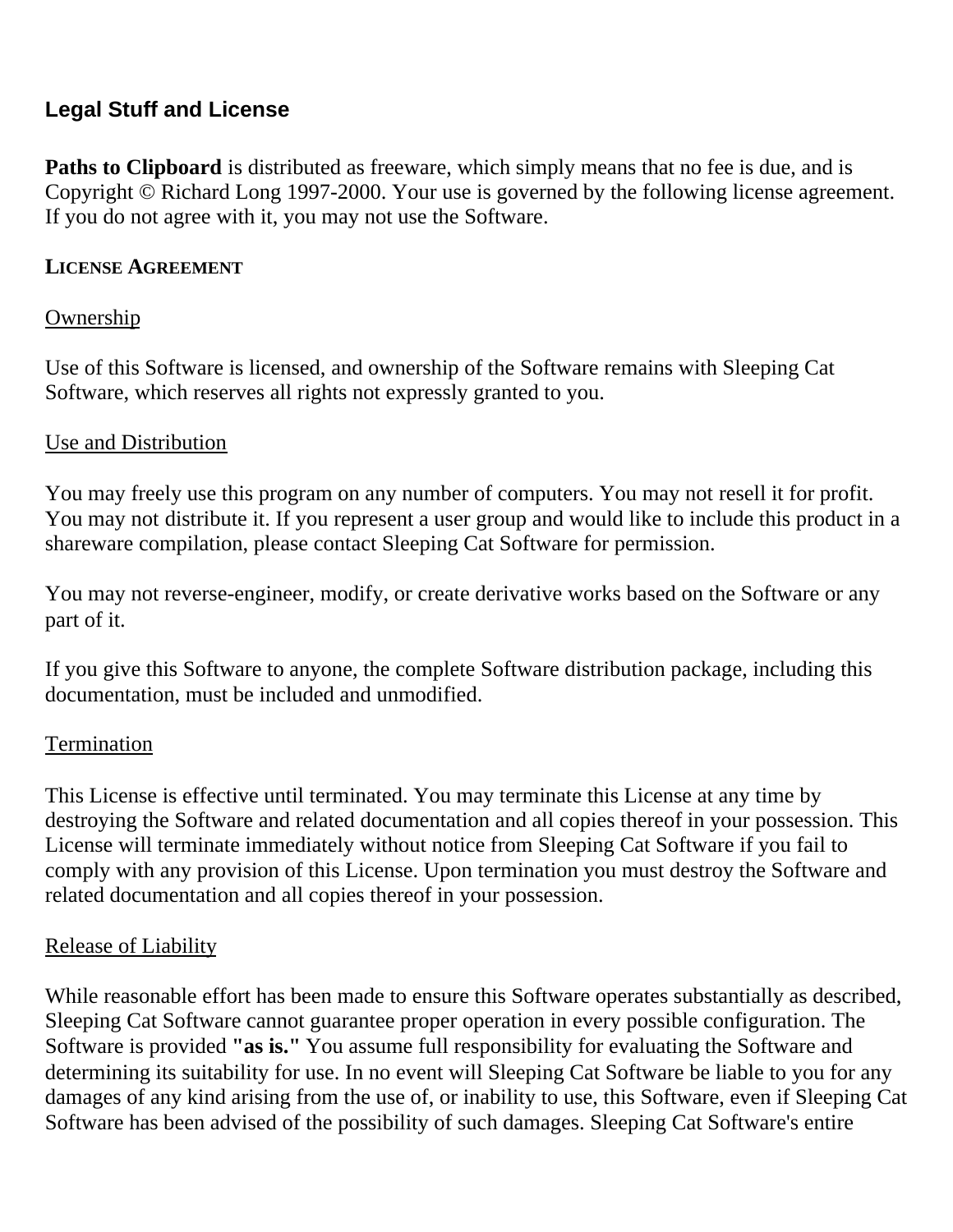## Legal Stuff and License

**Paths to Clipboard** is distributed as freeware, which simply means that no fee is due, and is Copyright © Richard Long 1997-2000. Your use is governed by the following license agreement. If you do not agree with it, you may not use the Software.

### LICENSE AGREEMENT

Ownership

Use of this Software is licensed, and ownership of the Software remains with Sleeping Cat Software, which reserves all rights not expressly granted to you.

Use and Distribution

You may freely use this program on any number of computers. You may not resell it for profit. You may not distribute it. If you represent a user group and would like to include this product in a shareware compilation, please contact Sleeping Cat Software for permission.

You may not reverse-engineer, modify, or create derivative works based on the Software or any part of it.

If you give this Software to anyone, the complete Software distribution package, including this documentation, must be included and unmodified.

Termination

This License is effective until terminated. You may terminate this License at any time by destroying the Software and related documentation and all copies thereof in your possession. This License will terminate immediately without notice from Sleeping Cat Software if you fail to comply with any provision of this License. Upon termination you must destroy the Software and related documentation and all copies thereof in your possession.

Release of Liability

While reasonable effort has been made to ensure this Software operates substantially as described, Sleeping Cat Software cannot guarantee proper operation in every possible configuration. The Software is provided **"as is."** You assume full responsibility for evaluating the Software and determining its suitability for use. In no event will Sleeping Cat Software be liable to you for any damages of any kind arising from the use of, or inability to use, this Software, even if Sleeping Cat Software has been advised of the possibility of such damages. Sleeping Cat Software's entire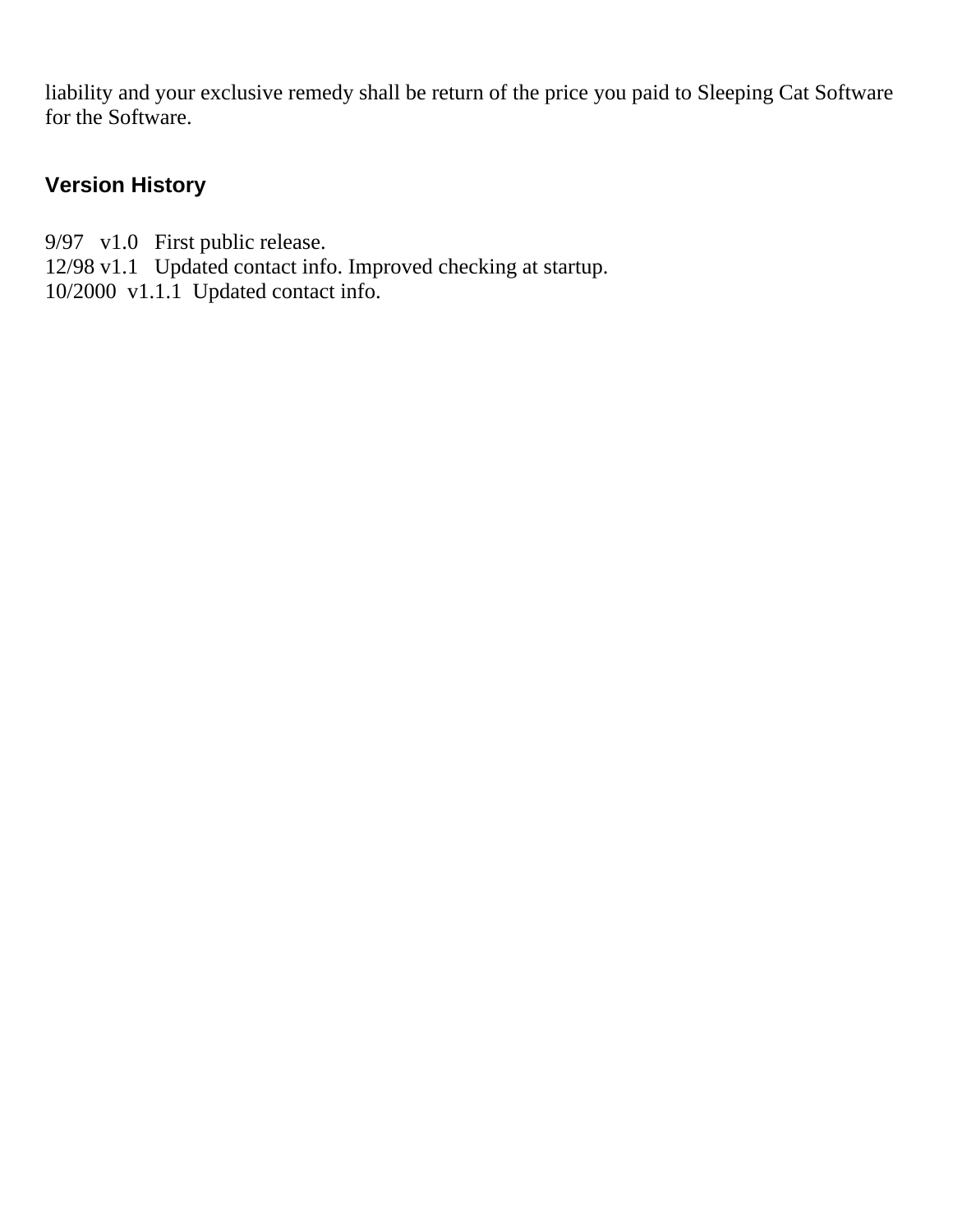liability and your exclusive remedy shall be return of the price you paid to Sleeping Cat Software for the Software.

## Version History

9/97 v1.0 First public release.
12/98 v1.1 Updated contact info. Improved checking at startup.
10/2000 v1.1.1 Updated contact info.